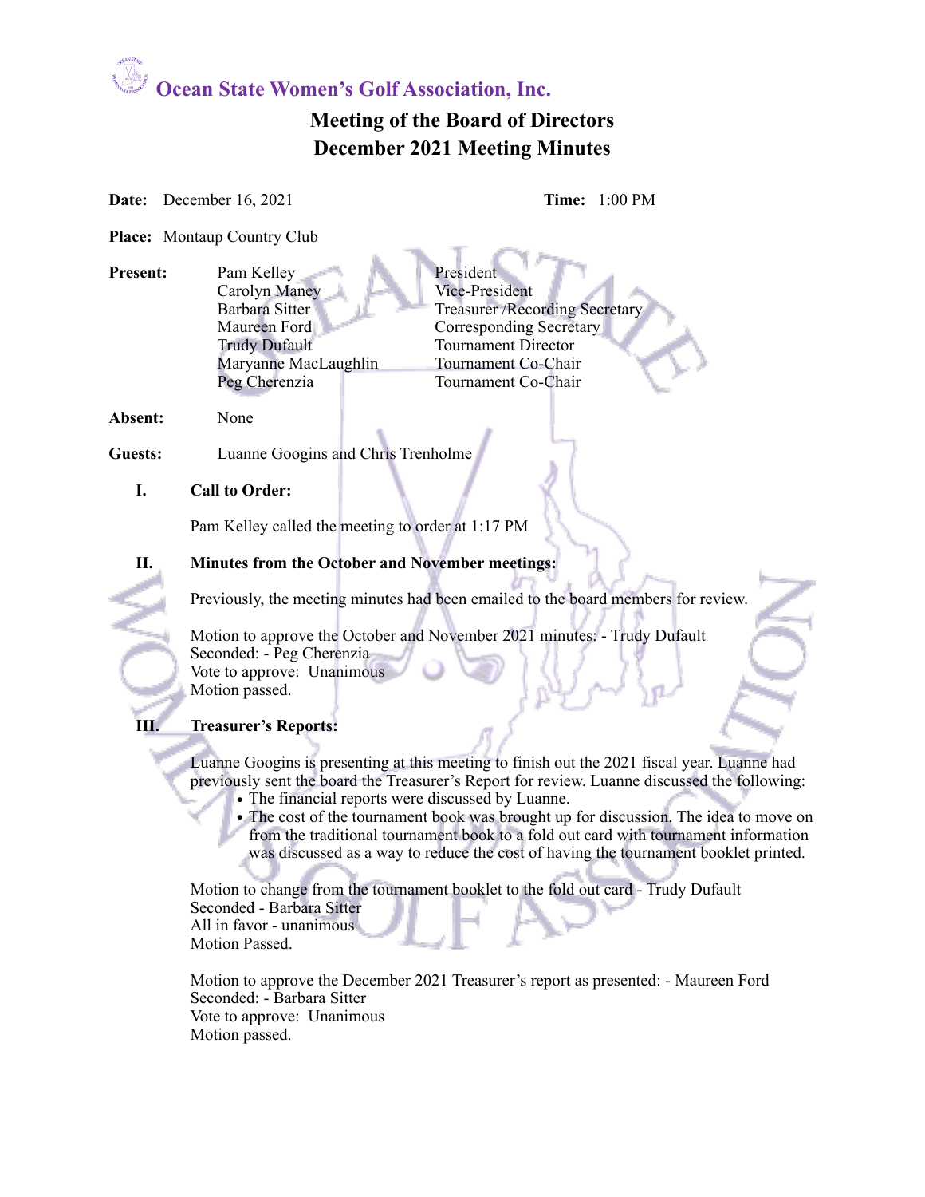# Ocean State Women's Golf Association, Inc.

## Meeting of the Board of Directors
## December 2021 Meeting Minutes

**Date:** December 16, 2021 **Time:** 1:00 PM

**Place:** Montaup Country Club

**Present:**

| | |
|---|---|
| Pam Kelley | President |
| Carolyn Maney | Vice-President |
| Barbara Sitter | Treasurer /Recording Secretary |
| Maureen Ford | Corresponding Secretary |
| Trudy Dufault | Tournament Director |
| Maryanne MacLaughlin | Tournament Co-Chair |
| Peg Cherenzia | Tournament Co-Chair |

**Absent:** None

**Guests:** Luanne Googins and Chris Trenholme

### I. Call to Order:

Pam Kelley called the meeting to order at 1:17 PM

### II. Minutes from the October and November meetings:

Previously, the meeting minutes had been emailed to the board members for review.

Motion to approve the October and November 2021 minutes: - Trudy Dufault
Seconded: - Peg Cherenzia
Vote to approve: Unanimous
Motion passed.

### III. Treasurer's Reports:

Luanne Googins is presenting at this meeting to finish out the 2021 fiscal year. Luanne had previously sent the board the Treasurer's Report for review. Luanne discussed the following:

- The financial reports were discussed by Luanne.
- The cost of the tournament book was brought up for discussion. The idea to move on from the traditional tournament book to a fold out card with tournament information was discussed as a way to reduce the cost of having the tournament booklet printed.

Motion to change from the tournament booklet to the fold out card - Trudy Dufault
Seconded - Barbara Sitter
All in favor - unanimous
Motion Passed.

Motion to approve the December 2021 Treasurer's report as presented: - Maureen Ford
Seconded: - Barbara Sitter
Vote to approve: Unanimous
Motion passed.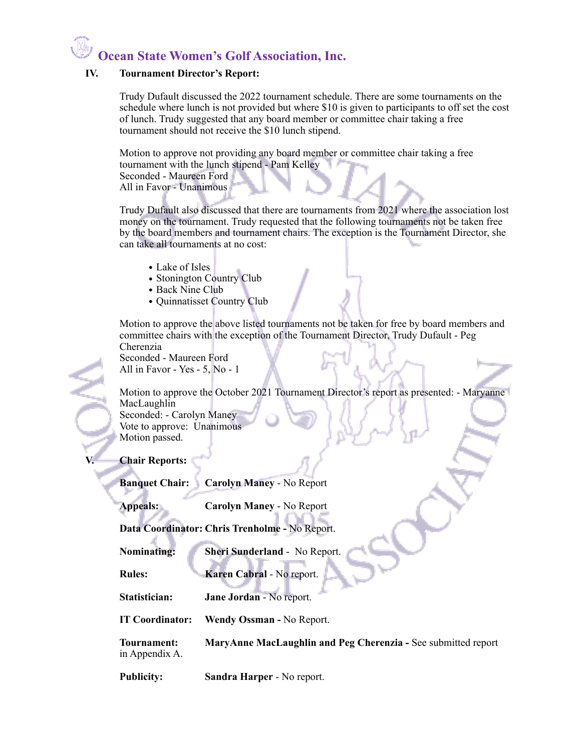# Ocean State Women's Golf Association, Inc.

**IV. Tournament Director's Report:**

Trudy Dufault discussed the 2022 tournament schedule. There are some tournaments on the schedule where lunch is not provided but where $10 is given to participants to off set the cost of lunch. Trudy suggested that any board member or committee chair taking a free tournament should not receive the $10 lunch stipend.

Motion to approve not providing any board member or committee chair taking a free tournament with the lunch stipend - Pam Kelley
Seconded - Maureen Ford
All in Favor - Unanimous

Trudy Dufault also discussed that there are tournaments from 2021 where the association lost money on the tournament. Trudy requested that the following tournaments not be taken free by the board members and tournament chairs. The exception is the Tournament Director, she can take all tournaments at no cost:

- Lake of Isles
- Stonington Country Club
- Back Nine Club
- Quinnatisset Country Club

Motion to approve the above listed tournaments not be taken for free by board members and committee chairs with the exception of the Tournament Director, Trudy Dufault - Peg Cherenzia
Seconded - Maureen Ford
All in Favor - Yes - 5, No - 1

Motion to approve the October 2021 Tournament Director's report as presented: - Maryanne MacLaughlin
Seconded: - Carolyn Maney
Vote to approve: Unanimous
Motion passed.

**V. Chair Reports:**

**Banquet Chair:** **Carolyn Maney** - No Report

**Appeals:** **Carolyn Maney** - No Report

**Data Coordinator:** **Chris Trenholme -** No Report.

**Nominating:** **Sheri Sunderland** - No Report.

**Rules:** **Karen Cabral** - No report.

**Statistician:** **Jane Jordan** - No report.

**IT Coordinator:** **Wendy Ossman -** No Report.

**Tournament:** **MaryAnne MacLaughlin and Peg Cherenzia -** See submitted report in Appendix A.

**Publicity:** **Sandra Harper** - No report.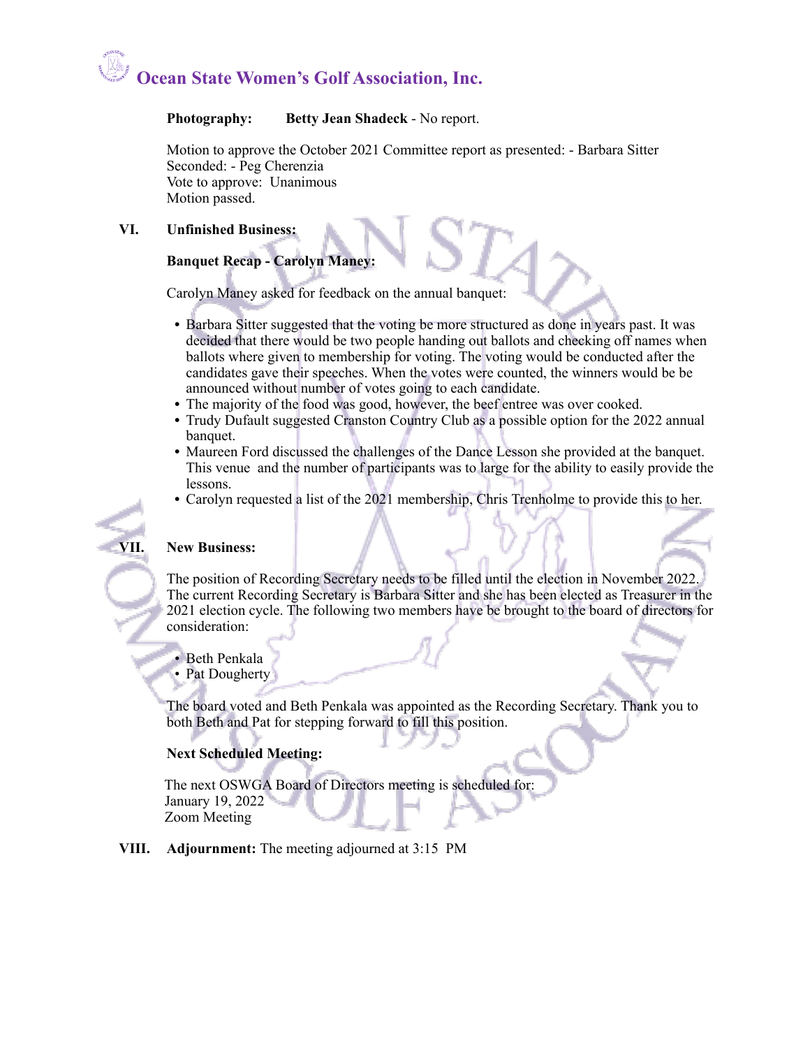**Photography:** **Betty Jean Shadeck** - No report.

Motion to approve the October 2021 Committee report as presented: - Barbara Sitter
Seconded: - Peg Cherenzia
Vote to approve: Unanimous
Motion passed.

## VI. Unfinished Business:

**Banquet Recap - Carolyn Maney:**

Carolyn Maney asked for feedback on the annual banquet:

- Barbara Sitter suggested that the voting be more structured as done in years past. It was decided that there would be two people handing out ballots and checking off names when ballots where given to membership for voting. The voting would be conducted after the candidates gave their speeches. When the votes were counted, the winners would be be announced without number of votes going to each candidate.
- The majority of the food was good, however, the beef entree was over cooked.
- Trudy Dufault suggested Cranston Country Club as a possible option for the 2022 annual banquet.
- Maureen Ford discussed the challenges of the Dance Lesson she provided at the banquet. This venue and the number of participants was to large for the ability to easily provide the lessons.
- Carolyn requested a list of the 2021 membership, Chris Trenholme to provide this to her.

## VII. New Business:

The position of Recording Secretary needs to be filled until the election in November 2022. The current Recording Secretary is Barbara Sitter and she has been elected as Treasurer in the 2021 election cycle. The following two members have be brought to the board of directors for consideration:

- Beth Penkala
- Pat Dougherty

The board voted and Beth Penkala was appointed as the Recording Secretary. Thank you to both Beth and Pat for stepping forward to fill this position.

**Next Scheduled Meeting:**

The next OSWGA Board of Directors meeting is scheduled for:
January 19, 2022
Zoom Meeting

## VIII. Adjournment: The meeting adjourned at 3:15 PM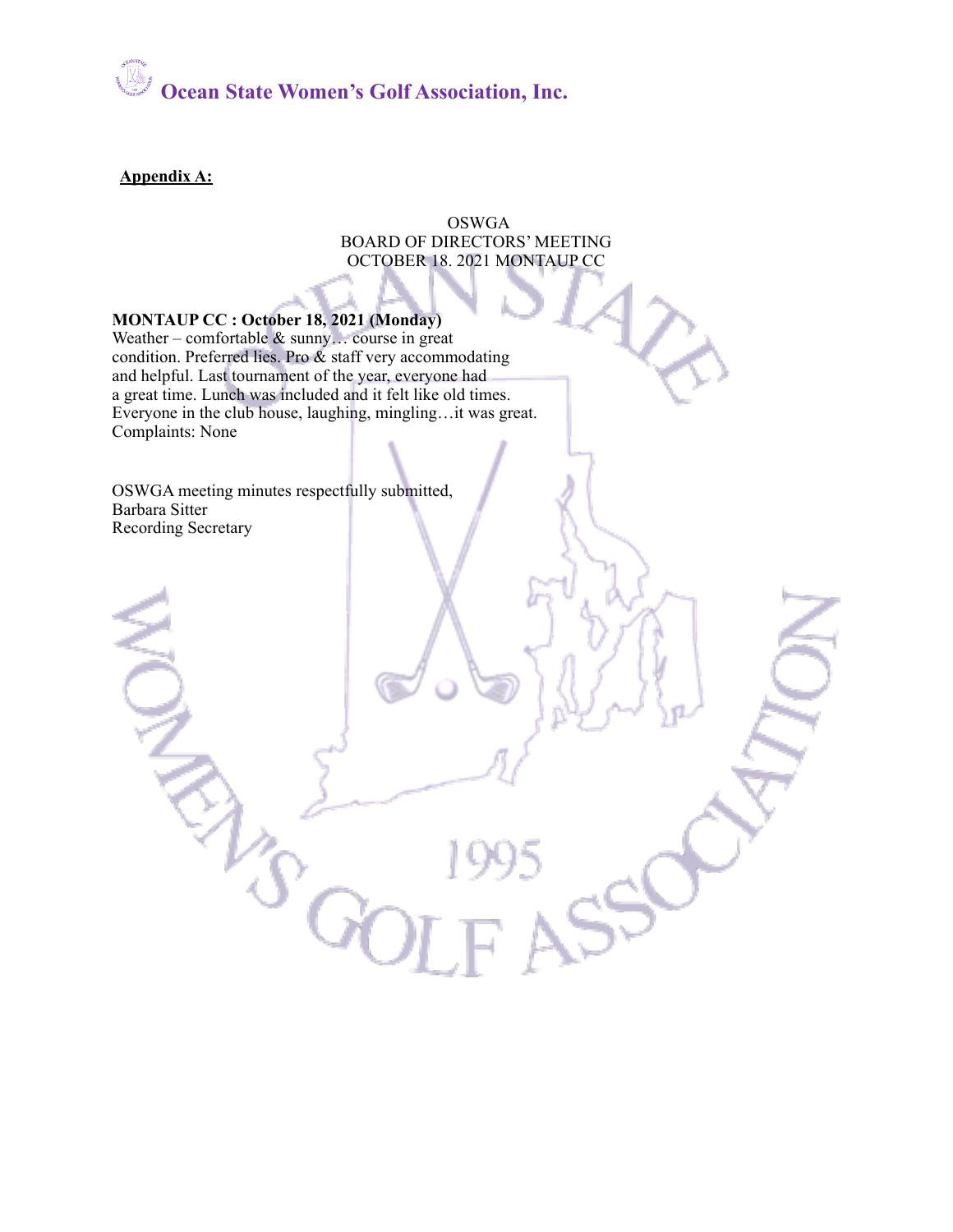# Ocean State Women's Golf Association, Inc.

**Appendix A:**

OSWGA
BOARD OF DIRECTORS' MEETING
OCTOBER 18. 2021 MONTAUP CC

**MONTAUP CC : October 18, 2021 (Monday)**
Weather – comfortable & sunny… course in great condition. Preferred lies. Pro & staff very accommodating and helpful. Last tournament of the year, everyone had a great time. Lunch was included and it felt like old times. Everyone in the club house, laughing, mingling…it was great.
Complaints: None

OSWGA meeting minutes respectfully submitted,
Barbara Sitter
Recording Secretary